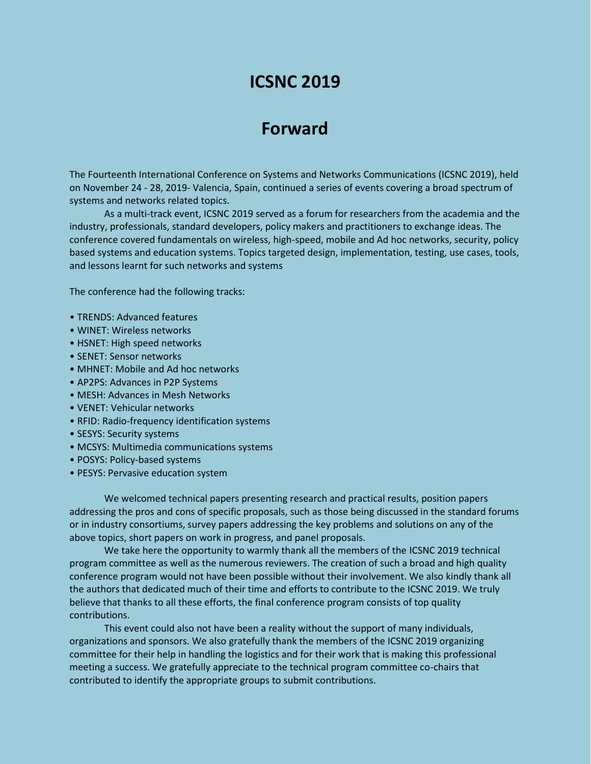# ICSNC 2019

## Forward

The Fourteenth International Conference on Systems and Networks Communications (ICSNC 2019), held on November 24 - 28, 2019- Valencia, Spain, continued a series of events covering a broad spectrum of systems and networks related topics.

As a multi-track event, ICSNC 2019 served as a forum for researchers from the academia and the industry, professionals, standard developers, policy makers and practitioners to exchange ideas. The conference covered fundamentals on wireless, high-speed, mobile and Ad hoc networks, security, policy based systems and education systems. Topics targeted design, implementation, testing, use cases, tools, and lessons learnt for such networks and systems

The conference had the following tracks:

- TRENDS: Advanced features
- WINET: Wireless networks
- HSNET: High speed networks
- SENET: Sensor networks
- MHNET: Mobile and Ad hoc networks
- AP2PS: Advances in P2P Systems
- MESH: Advances in Mesh Networks
- VENET: Vehicular networks
- RFID: Radio-frequency identification systems
- SESYS: Security systems
- MCSYS: Multimedia communications systems
- POSYS: Policy-based systems
- PESYS: Pervasive education system

We welcomed technical papers presenting research and practical results, position papers addressing the pros and cons of specific proposals, such as those being discussed in the standard forums or in industry consortiums, survey papers addressing the key problems and solutions on any of the above topics, short papers on work in progress, and panel proposals.

We take here the opportunity to warmly thank all the members of the ICSNC 2019 technical program committee as well as the numerous reviewers. The creation of such a broad and high quality conference program would not have been possible without their involvement. We also kindly thank all the authors that dedicated much of their time and efforts to contribute to the ICSNC 2019. We truly believe that thanks to all these efforts, the final conference program consists of top quality contributions.

This event could also not have been a reality without the support of many individuals, organizations and sponsors. We also gratefully thank the members of the ICSNC 2019 organizing committee for their help in handling the logistics and for their work that is making this professional meeting a success. We gratefully appreciate to the technical program committee co-chairs that contributed to identify the appropriate groups to submit contributions.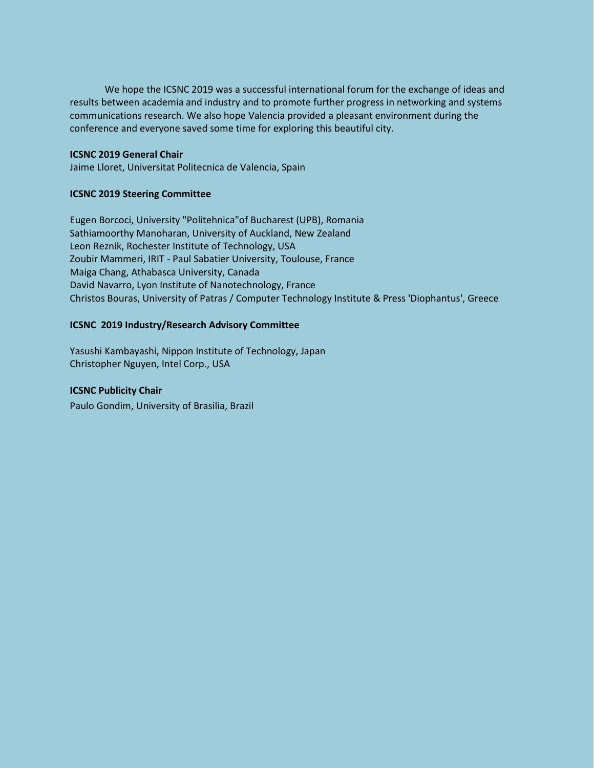We hope the ICSNC 2019 was a successful international forum for the exchange of ideas and results between academia and industry and to promote further progress in networking and systems communications research. We also hope Valencia provided a pleasant environment during the conference and everyone saved some time for exploring this beautiful city.

**ICSNC 2019 General Chair**

Jaime Lloret, Universitat Politecnica de Valencia, Spain

**ICSNC 2019 Steering Committee**

Eugen Borcoci, University "Politehnica"of Bucharest (UPB), Romania
Sathiamoorthy Manoharan, University of Auckland, New Zealand
Leon Reznik, Rochester Institute of Technology, USA
Zoubir Mammeri, IRIT - Paul Sabatier University, Toulouse, France
Maiga Chang, Athabasca University, Canada
David Navarro, Lyon Institute of Nanotechnology, France
Christos Bouras, University of Patras / Computer Technology Institute & Press 'Diophantus', Greece

**ICSNC 2019 Industry/Research Advisory Committee**

Yasushi Kambayashi, Nippon Institute of Technology, Japan
Christopher Nguyen, Intel Corp., USA

**ICSNC Publicity Chair**

Paulo Gondim, University of Brasilia, Brazil